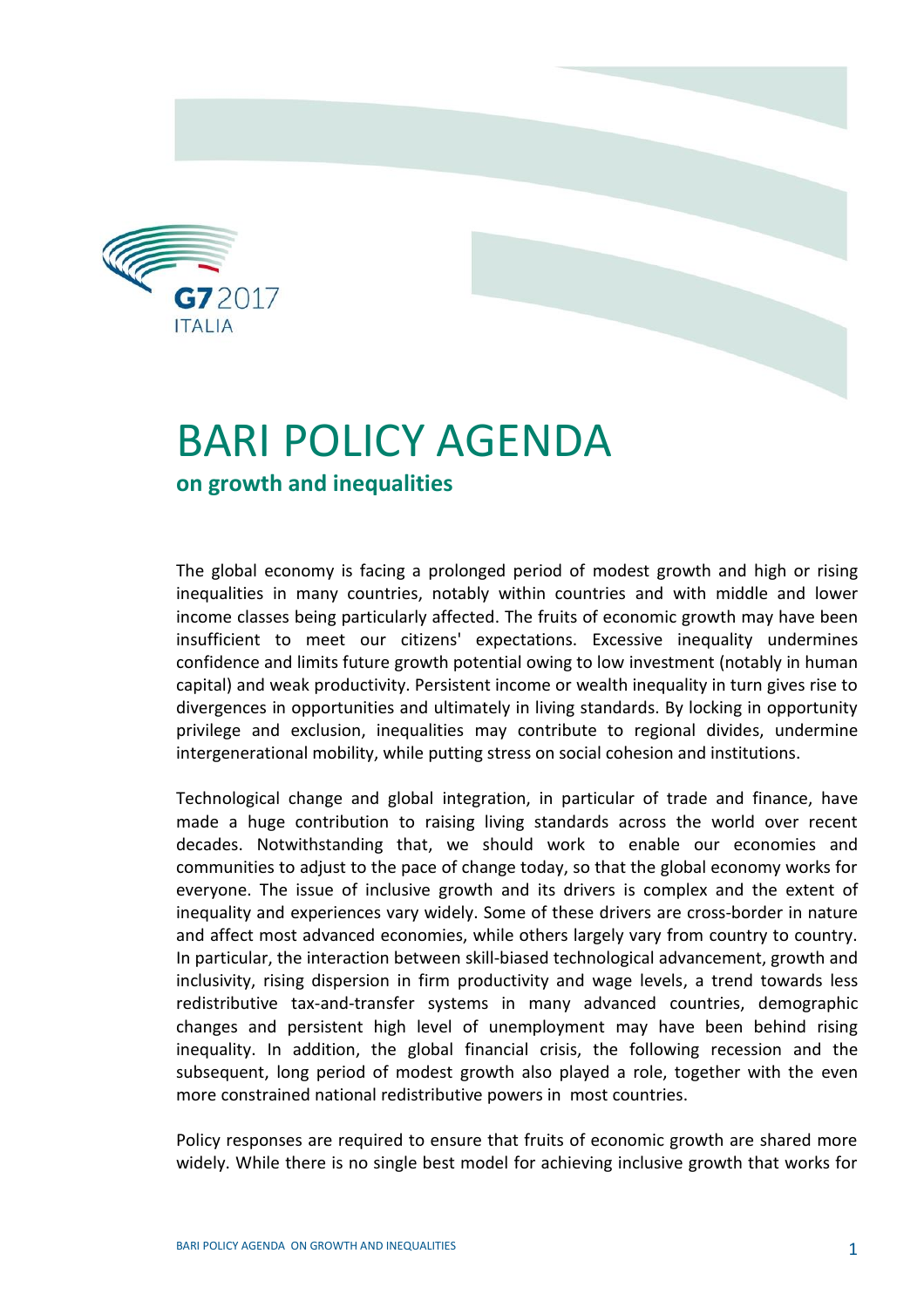# BARI POLICY AGENDA

## on growth and inequalities

The global economy is facing a prolonged period of modest growth and high or rising inequalities in many countries, notably within countries and with middle and lower income classes being particularly affected. The fruits of economic growth may have been insufficient to meet our citizens' expectations. Excessive inequality undermines confidence and limits future growth potential owing to low investment (notably in human capital) and weak productivity. Persistent income or wealth inequality in turn gives rise to divergences in opportunities and ultimately in living standards. By locking in opportunity privilege and exclusion, inequalities may contribute to regional divides, undermine intergenerational mobility, while putting stress on social cohesion and institutions.

Technological change and global integration, in particular of trade and finance, have made a huge contribution to raising living standards across the world over recent decades. Notwithstanding that, we should work to enable our economies and communities to adjust to the pace of change today, so that the global economy works for everyone. The issue of inclusive growth and its drivers is complex and the extent of inequality and experiences vary widely. Some of these drivers are cross-border in nature and affect most advanced economies, while others largely vary from country to country. In particular, the interaction between skill-biased technological advancement, growth and inclusivity, rising dispersion in firm productivity and wage levels, a trend towards less redistributive tax-and-transfer systems in many advanced countries, demographic changes and persistent high level of unemployment may have been behind rising inequality. In addition, the global financial crisis, the following recession and the subsequent, long period of modest growth also played a role, together with the even more constrained national redistributive powers in most countries.

Policy responses are required to ensure that fruits of economic growth are shared more widely. While there is no single best model for achieving inclusive growth that works for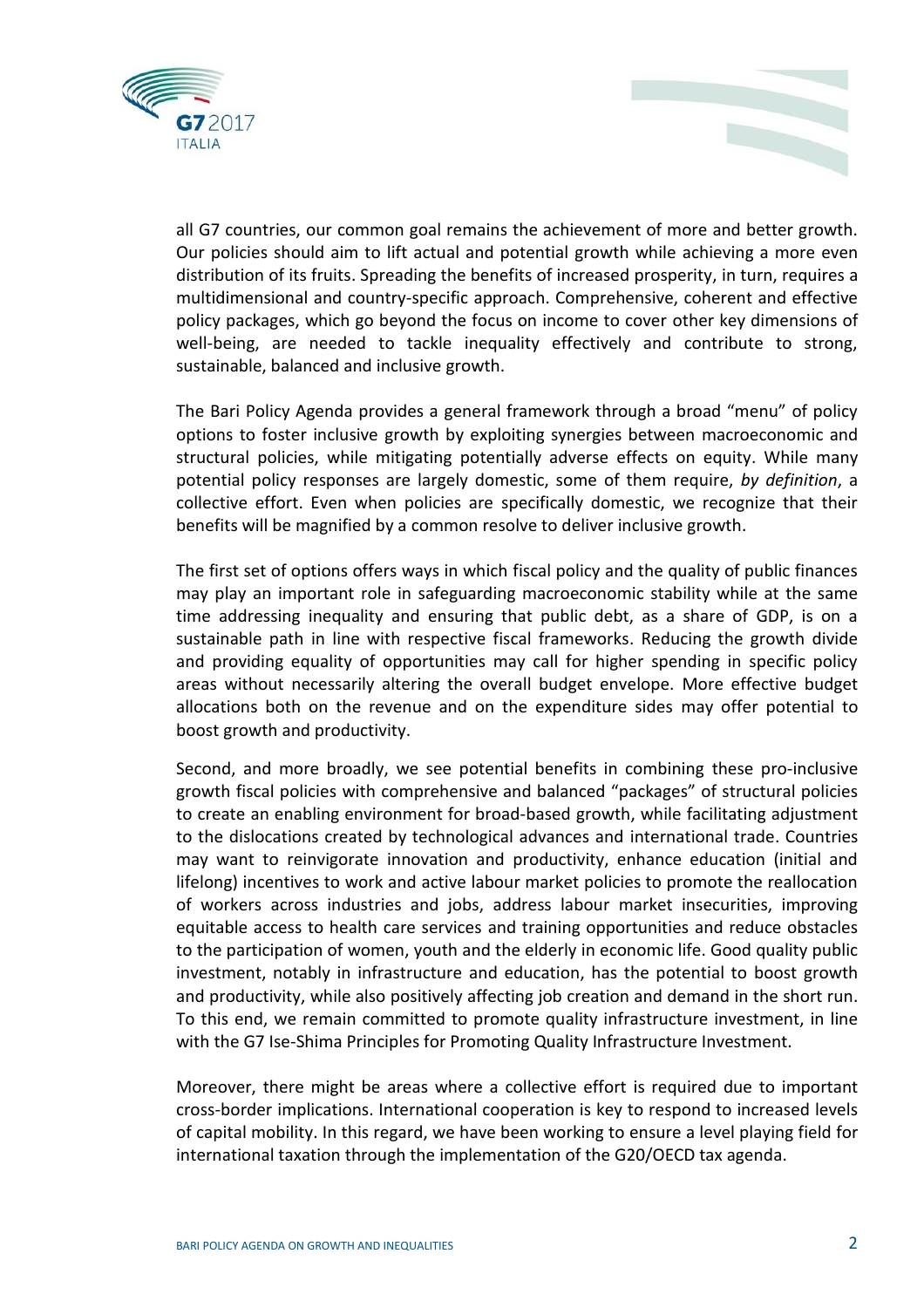all G7 countries, our common goal remains the achievement of more and better growth. Our policies should aim to lift actual and potential growth while achieving a more even distribution of its fruits. Spreading the benefits of increased prosperity, in turn, requires a multidimensional and country-specific approach. Comprehensive, coherent and effective policy packages, which go beyond the focus on income to cover other key dimensions of well-being, are needed to tackle inequality effectively and contribute to strong, sustainable, balanced and inclusive growth.

The Bari Policy Agenda provides a general framework through a broad "menu" of policy options to foster inclusive growth by exploiting synergies between macroeconomic and structural policies, while mitigating potentially adverse effects on equity. While many potential policy responses are largely domestic, some of them require, *by definition*, a collective effort. Even when policies are specifically domestic, we recognize that their benefits will be magnified by a common resolve to deliver inclusive growth.

The first set of options offers ways in which fiscal policy and the quality of public finances may play an important role in safeguarding macroeconomic stability while at the same time addressing inequality and ensuring that public debt, as a share of GDP, is on a sustainable path in line with respective fiscal frameworks. Reducing the growth divide and providing equality of opportunities may call for higher spending in specific policy areas without necessarily altering the overall budget envelope. More effective budget allocations both on the revenue and on the expenditure sides may offer potential to boost growth and productivity.

Second, and more broadly, we see potential benefits in combining these pro-inclusive growth fiscal policies with comprehensive and balanced "packages" of structural policies to create an enabling environment for broad-based growth, while facilitating adjustment to the dislocations created by technological advances and international trade. Countries may want to reinvigorate innovation and productivity, enhance education (initial and lifelong) incentives to work and active labour market policies to promote the reallocation of workers across industries and jobs, address labour market insecurities, improving equitable access to health care services and training opportunities and reduce obstacles to the participation of women, youth and the elderly in economic life. Good quality public investment, notably in infrastructure and education, has the potential to boost growth and productivity, while also positively affecting job creation and demand in the short run. To this end, we remain committed to promote quality infrastructure investment, in line with the G7 Ise-Shima Principles for Promoting Quality Infrastructure Investment.

Moreover, there might be areas where a collective effort is required due to important cross-border implications. International cooperation is key to respond to increased levels of capital mobility. In this regard, we have been working to ensure a level playing field for international taxation through the implementation of the G20/OECD tax agenda.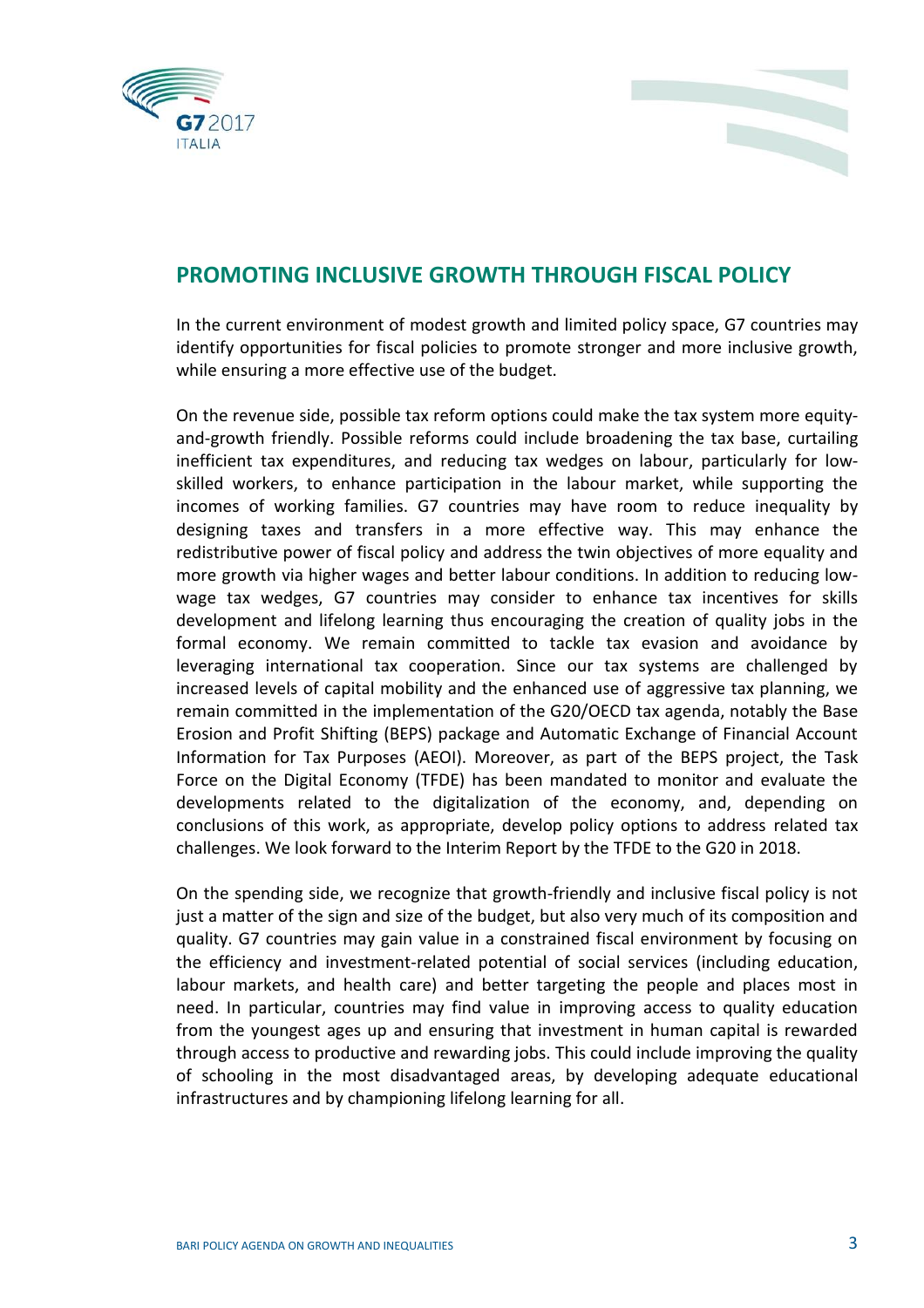## PROMOTING INCLUSIVE GROWTH THROUGH FISCAL POLICY

In the current environment of modest growth and limited policy space, G7 countries may identify opportunities for fiscal policies to promote stronger and more inclusive growth, while ensuring a more effective use of the budget.

On the revenue side, possible tax reform options could make the tax system more equity-and-growth friendly. Possible reforms could include broadening the tax base, curtailing inefficient tax expenditures, and reducing tax wedges on labour, particularly for low-skilled workers, to enhance participation in the labour market, while supporting the incomes of working families. G7 countries may have room to reduce inequality by designing taxes and transfers in a more effective way. This may enhance the redistributive power of fiscal policy and address the twin objectives of more equality and more growth via higher wages and better labour conditions. In addition to reducing low-wage tax wedges, G7 countries may consider to enhance tax incentives for skills development and lifelong learning thus encouraging the creation of quality jobs in the formal economy. We remain committed to tackle tax evasion and avoidance by leveraging international tax cooperation. Since our tax systems are challenged by increased levels of capital mobility and the enhanced use of aggressive tax planning, we remain committed in the implementation of the G20/OECD tax agenda, notably the Base Erosion and Profit Shifting (BEPS) package and Automatic Exchange of Financial Account Information for Tax Purposes (AEOI). Moreover, as part of the BEPS project, the Task Force on the Digital Economy (TFDE) has been mandated to monitor and evaluate the developments related to the digitalization of the economy, and, depending on conclusions of this work, as appropriate, develop policy options to address related tax challenges. We look forward to the Interim Report by the TFDE to the G20 in 2018.

On the spending side, we recognize that growth-friendly and inclusive fiscal policy is not just a matter of the sign and size of the budget, but also very much of its composition and quality. G7 countries may gain value in a constrained fiscal environment by focusing on the efficiency and investment-related potential of social services (including education, labour markets, and health care) and better targeting the people and places most in need. In particular, countries may find value in improving access to quality education from the youngest ages up and ensuring that investment in human capital is rewarded through access to productive and rewarding jobs. This could include improving the quality of schooling in the most disadvantaged areas, by developing adequate educational infrastructures and by championing lifelong learning for all.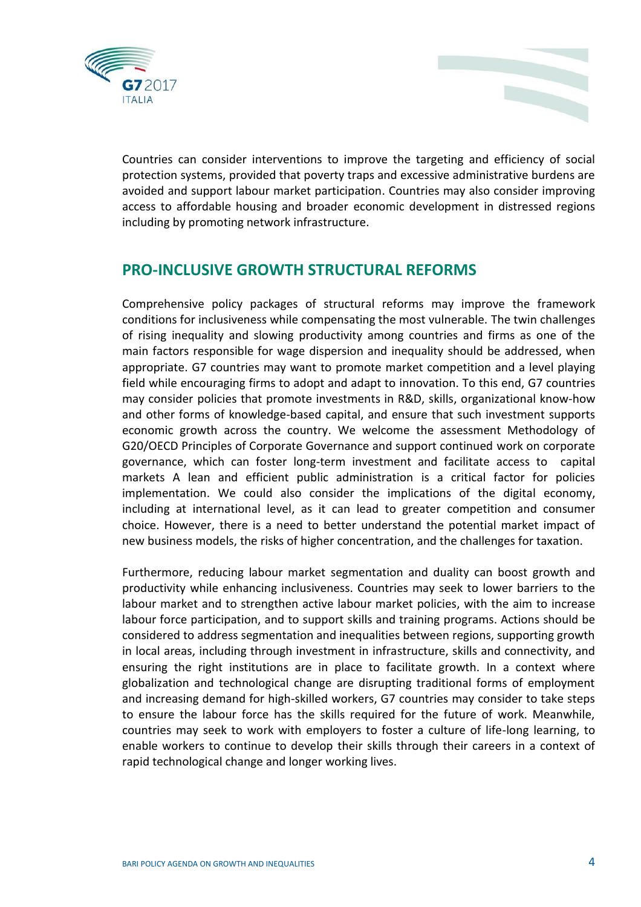Countries can consider interventions to improve the targeting and efficiency of social protection systems, provided that poverty traps and excessive administrative burdens are avoided and support labour market participation. Countries may also consider improving access to affordable housing and broader economic development in distressed regions including by promoting network infrastructure.

## PRO-INCLUSIVE GROWTH STRUCTURAL REFORMS

Comprehensive policy packages of structural reforms may improve the framework conditions for inclusiveness while compensating the most vulnerable. The twin challenges of rising inequality and slowing productivity among countries and firms as one of the main factors responsible for wage dispersion and inequality should be addressed, when appropriate. G7 countries may want to promote market competition and a level playing field while encouraging firms to adopt and adapt to innovation. To this end, G7 countries may consider policies that promote investments in R&D, skills, organizational know-how and other forms of knowledge-based capital, and ensure that such investment supports economic growth across the country. We welcome the assessment Methodology of G20/OECD Principles of Corporate Governance and support continued work on corporate governance, which can foster long-term investment and facilitate access to capital markets A lean and efficient public administration is a critical factor for policies implementation. We could also consider the implications of the digital economy, including at international level, as it can lead to greater competition and consumer choice. However, there is a need to better understand the potential market impact of new business models, the risks of higher concentration, and the challenges for taxation.

Furthermore, reducing labour market segmentation and duality can boost growth and productivity while enhancing inclusiveness. Countries may seek to lower barriers to the labour market and to strengthen active labour market policies, with the aim to increase labour force participation, and to support skills and training programs. Actions should be considered to address segmentation and inequalities between regions, supporting growth in local areas, including through investment in infrastructure, skills and connectivity, and ensuring the right institutions are in place to facilitate growth. In a context where globalization and technological change are disrupting traditional forms of employment and increasing demand for high-skilled workers, G7 countries may consider to take steps to ensure the labour force has the skills required for the future of work. Meanwhile, countries may seek to work with employers to foster a culture of life-long learning, to enable workers to continue to develop their skills through their careers in a context of rapid technological change and longer working lives.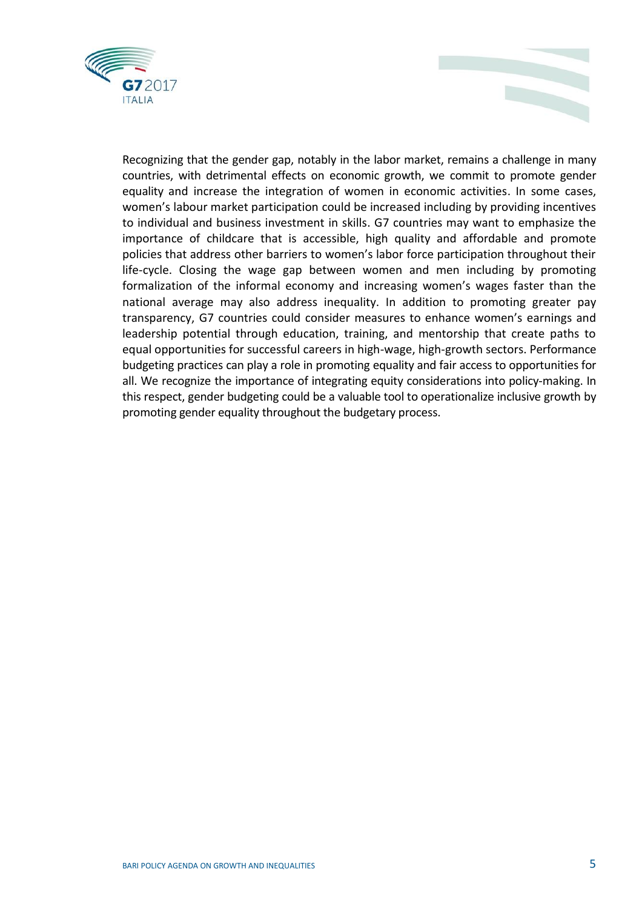Recognizing that the gender gap, notably in the labor market, remains a challenge in many countries, with detrimental effects on economic growth, we commit to promote gender equality and increase the integration of women in economic activities. In some cases, women's labour market participation could be increased including by providing incentives to individual and business investment in skills. G7 countries may want to emphasize the importance of childcare that is accessible, high quality and affordable and promote policies that address other barriers to women's labor force participation throughout their life-cycle. Closing the wage gap between women and men including by promoting formalization of the informal economy and increasing women's wages faster than the national average may also address inequality. In addition to promoting greater pay transparency, G7 countries could consider measures to enhance women's earnings and leadership potential through education, training, and mentorship that create paths to equal opportunities for successful careers in high-wage, high-growth sectors. Performance budgeting practices can play a role in promoting equality and fair access to opportunities for all. We recognize the importance of integrating equity considerations into policy-making. In this respect, gender budgeting could be a valuable tool to operationalize inclusive growth by promoting gender equality throughout the budgetary process.